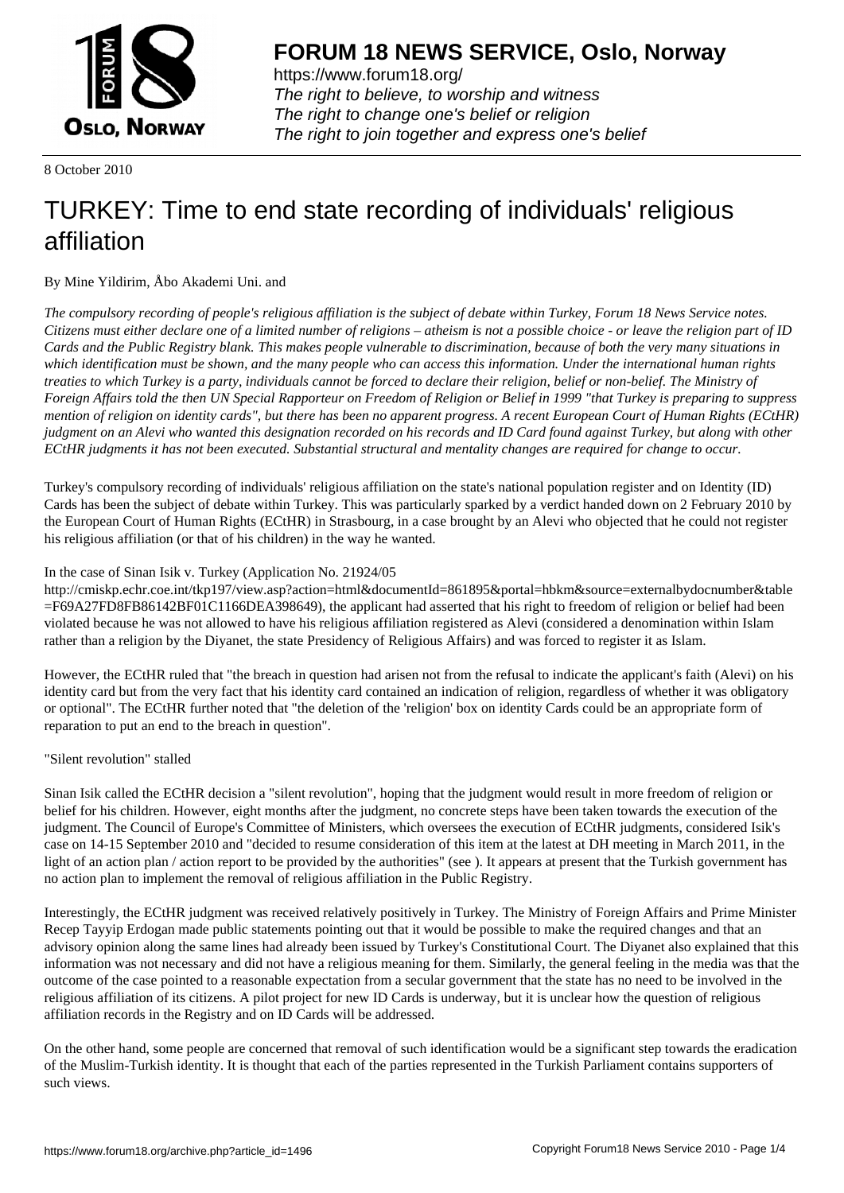# FORUM 18 NEWS SERVICE, Oslo, Norway

https://www.forum18.org/
*The right to believe, to worship and witness*
*The right to change one's belief or religion*
*The right to join together and express one's belief*

8 October 2010

# TURKEY: Time to end state recording of individuals' religious affiliation

By Mine Yildirim, Åbo Akademi Uni. and

*The compulsory recording of people's religious affiliation is the subject of debate within Turkey, Forum 18 News Service notes. Citizens must either declare one of a limited number of religions – atheism is not a possible choice - or leave the religion part of ID Cards and the Public Registry blank. This makes people vulnerable to discrimination, because of both the very many situations in which identification must be shown, and the many people who can access this information. Under the international human rights treaties to which Turkey is a party, individuals cannot be forced to declare their religion, belief or non-belief. The Ministry of Foreign Affairs told the then UN Special Rapporteur on Freedom of Religion or Belief in 1999 "that Turkey is preparing to suppress mention of religion on identity cards", but there has been no apparent progress. A recent European Court of Human Rights (ECtHR) judgment on an Alevi who wanted this designation recorded on his records and ID Card found against Turkey, but along with other ECtHR judgments it has not been executed. Substantial structural and mentality changes are required for change to occur.*

Turkey's compulsory recording of individuals' religious affiliation on the state's national population register and on Identity (ID) Cards has been the subject of debate within Turkey. This was particularly sparked by a verdict handed down on 2 February 2010 by the European Court of Human Rights (ECtHR) in Strasbourg, in a case brought by an Alevi who objected that he could not register his religious affiliation (or that of his children) in the way he wanted.

In the case of Sinan Isik v. Turkey (Application No. 21924/05 http://cmiskp.echr.coe.int/tkp197/view.asp?action=html&documentId=861895&portal=hbkm&source=externalbydocnumber&table=F69A27FD8FB86142BF01C1166DEA398649), the applicant had asserted that his right to freedom of religion or belief had been violated because he was not allowed to have his religious affiliation registered as Alevi (considered a denomination within Islam rather than a religion by the Diyanet, the state Presidency of Religious Affairs) and was forced to register it as Islam.

However, the ECtHR ruled that "the breach in question had arisen not from the refusal to indicate the applicant's faith (Alevi) on his identity card but from the very fact that his identity card contained an indication of religion, regardless of whether it was obligatory or optional". The ECtHR further noted that "the deletion of the 'religion' box on identity Cards could be an appropriate form of reparation to put an end to the breach in question".

"Silent revolution" stalled

Sinan Isik called the ECtHR decision a "silent revolution", hoping that the judgment would result in more freedom of religion or belief for his children. However, eight months after the judgment, no concrete steps have been taken towards the execution of the judgment. The Council of Europe's Committee of Ministers, which oversees the execution of ECtHR judgments, considered Isik's case on 14-15 September 2010 and "decided to resume consideration of this item at the latest at DH meeting in March 2011, in the light of an action plan / action report to be provided by the authorities" (see ). It appears at present that the Turkish government has no action plan to implement the removal of religious affiliation in the Public Registry.

Interestingly, the ECtHR judgment was received relatively positively in Turkey. The Ministry of Foreign Affairs and Prime Minister Recep Tayyip Erdogan made public statements pointing out that it would be possible to make the required changes and that an advisory opinion along the same lines had already been issued by Turkey's Constitutional Court. The Diyanet also explained that this information was not necessary and did not have a religious meaning for them. Similarly, the general feeling in the media was that the outcome of the case pointed to a reasonable expectation from a secular government that the state has no need to be involved in the religious affiliation of its citizens. A pilot project for new ID Cards is underway, but it is unclear how the question of religious affiliation records in the Registry and on ID Cards will be addressed.

On the other hand, some people are concerned that removal of such identification would be a significant step towards the eradication of the Muslim-Turkish identity. It is thought that each of the parties represented in the Turkish Parliament contains supporters of such views.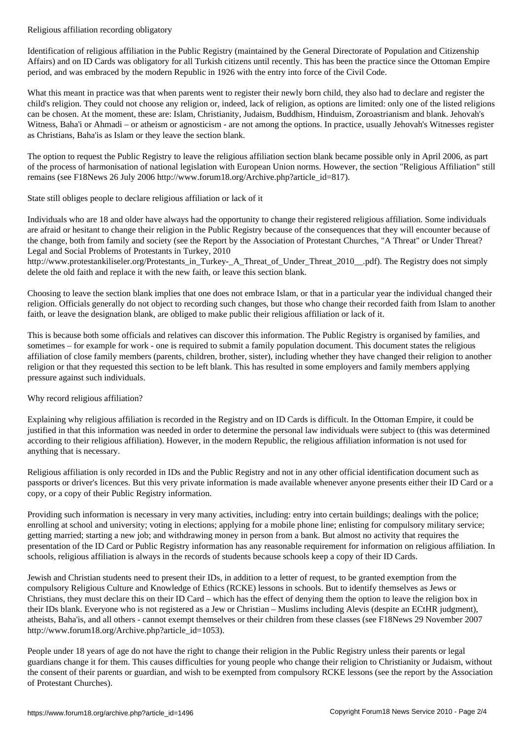## Religious affiliation recording obligatory

Identification of religious affiliation in the Public Registry (maintained by the General Directorate of Population and Citizenship Affairs) and on ID Cards was obligatory for all Turkish citizens until recently. This has been the practice since the Ottoman Empire period, and was embraced by the modern Republic in 1926 with the entry into force of the Civil Code.

What this meant in practice was that when parents went to register their newly born child, they also had to declare and register the child's religion. They could not choose any religion or, indeed, lack of religion, as options are limited: only one of the listed religions can be chosen. At the moment, these are: Islam, Christianity, Judaism, Buddhism, Hinduism, Zoroastrianism and blank. Jehovah's Witness, Baha'i or Ahmadi – or atheism or agnosticism - are not among the options. In practice, usually Jehovah's Witnesses register as Christians, Baha'is as Islam or they leave the section blank.

The option to request the Public Registry to leave the religious affiliation section blank became possible only in April 2006, as part of the process of harmonisation of national legislation with European Union norms. However, the section "Religious Affiliation" still remains (see F18News 26 July 2006 http://www.forum18.org/Archive.php?article_id=817).

## State still obliges people to declare religious affiliation or lack of it

Individuals who are 18 and older have always had the opportunity to change their registered religious affiliation. Some individuals are afraid or hesitant to change their religion in the Public Registry because of the consequences that they will encounter because of the change, both from family and society (see the Report by the Association of Protestant Churches, "A Threat" or Under Threat? Legal and Social Problems of Protestants in Turkey, 2010
http://www.protestankiliseler.org/Protestants_in_Turkey-_A_Threat_of_Under_Threat_2010__.pdf). The Registry does not simply delete the old faith and replace it with the new faith, or leave this section blank.

Choosing to leave the section blank implies that one does not embrace Islam, or that in a particular year the individual changed their religion. Officials generally do not object to recording such changes, but those who change their recorded faith from Islam to another faith, or leave the designation blank, are obliged to make public their religious affiliation or lack of it.

This is because both some officials and relatives can discover this information. The Public Registry is organised by families, and sometimes – for example for work - one is required to submit a family population document. This document states the religious affiliation of close family members (parents, children, brother, sister), including whether they have changed their religion to another religion or that they requested this section to be left blank. This has resulted in some employers and family members applying pressure against such individuals.

## Why record religious affiliation?

Explaining why religious affiliation is recorded in the Registry and on ID Cards is difficult. In the Ottoman Empire, it could be justified in that this information was needed in order to determine the personal law individuals were subject to (this was determined according to their religious affiliation). However, in the modern Republic, the religious affiliation information is not used for anything that is necessary.

Religious affiliation is only recorded in IDs and the Public Registry and not in any other official identification document such as passports or driver's licences. But this very private information is made available whenever anyone presents either their ID Card or a copy, or a copy of their Public Registry information.

Providing such information is necessary in very many activities, including: entry into certain buildings; dealings with the police; enrolling at school and university; voting in elections; applying for a mobile phone line; enlisting for compulsory military service; getting married; starting a new job; and withdrawing money in person from a bank. But almost no activity that requires the presentation of the ID Card or Public Registry information has any reasonable requirement for information on religious affiliation. In schools, religious affiliation is always in the records of students because schools keep a copy of their ID Cards.

Jewish and Christian students need to present their IDs, in addition to a letter of request, to be granted exemption from the compulsory Religious Culture and Knowledge of Ethics (RCKE) lessons in schools. But to identify themselves as Jews or Christians, they must declare this on their ID Card – which has the effect of denying them the option to leave the religion box in their IDs blank. Everyone who is not registered as a Jew or Christian – Muslims including Alevis (despite an ECtHR judgment), atheists, Baha'is, and all others - cannot exempt themselves or their children from these classes (see F18News 29 November 2007 http://www.forum18.org/Archive.php?article_id=1053).

People under 18 years of age do not have the right to change their religion in the Public Registry unless their parents or legal guardians change it for them. This causes difficulties for young people who change their religion to Christianity or Judaism, without the consent of their parents or guardian, and wish to be exempted from compulsory RCKE lessons (see the report by the Association of Protestant Churches).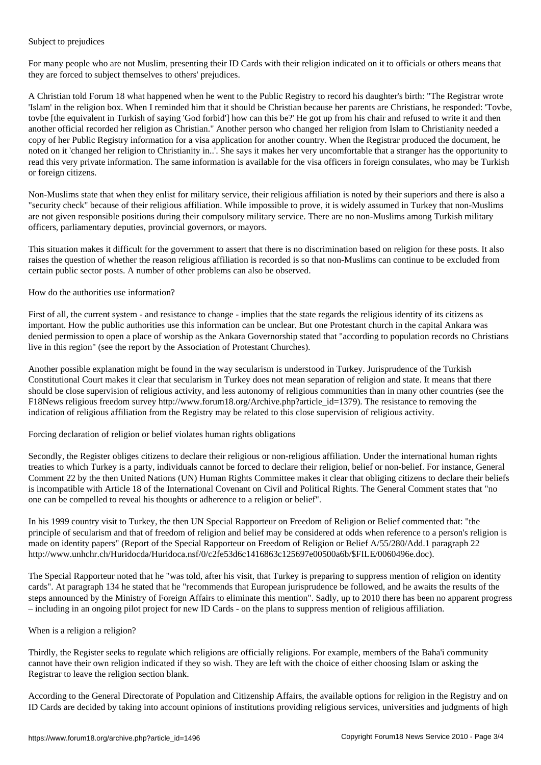Subject to prejudices

For many people who are not Muslim, presenting their ID Cards with their religion indicated on it to officials or others means that they are forced to subject themselves to others' prejudices.

A Christian told Forum 18 what happened when he went to the Public Registry to record his daughter's birth: "The Registrar wrote 'Islam' in the religion box. When I reminded him that it should be Christian because her parents are Christians, he responded: 'Tovbe, tovbe [the equivalent in Turkish of saying 'God forbid'] how can this be?' He got up from his chair and refused to write it and then another official recorded her religion as Christian." Another person who changed her religion from Islam to Christianity needed a copy of her Public Registry information for a visa application for another country. When the Registrar produced the document, he noted on it 'changed her religion to Christianity in..'. She says it makes her very uncomfortable that a stranger has the opportunity to read this very private information. The same information is available for the visa officers in foreign consulates, who may be Turkish or foreign citizens.

Non-Muslims state that when they enlist for military service, their religious affiliation is noted by their superiors and there is also a "security check" because of their religious affiliation. While impossible to prove, it is widely assumed in Turkey that non-Muslims are not given responsible positions during their compulsory military service. There are no non-Muslims among Turkish military officers, parliamentary deputies, provincial governors, or mayors.

This situation makes it difficult for the government to assert that there is no discrimination based on religion for these posts. It also raises the question of whether the reason religious affiliation is recorded is so that non-Muslims can continue to be excluded from certain public sector posts. A number of other problems can also be observed.

How do the authorities use information?

First of all, the current system - and resistance to change - implies that the state regards the religious identity of its citizens as important. How the public authorities use this information can be unclear. But one Protestant church in the capital Ankara was denied permission to open a place of worship as the Ankara Governorship stated that "according to population records no Christians live in this region" (see the report by the Association of Protestant Churches).

Another possible explanation might be found in the way secularism is understood in Turkey. Jurisprudence of the Turkish Constitutional Court makes it clear that secularism in Turkey does not mean separation of religion and state. It means that there should be close supervision of religious activity, and less autonomy of religious communities than in many other countries (see the F18News religious freedom survey http://www.forum18.org/Archive.php?article_id=1379). The resistance to removing the indication of religious affiliation from the Registry may be related to this close supervision of religious activity.

Forcing declaration of religion or belief violates human rights obligations

Secondly, the Register obliges citizens to declare their religious or non-religious affiliation. Under the international human rights treaties to which Turkey is a party, individuals cannot be forced to declare their religion, belief or non-belief. For instance, General Comment 22 by the then United Nations (UN) Human Rights Committee makes it clear that obliging citizens to declare their beliefs is incompatible with Article 18 of the International Covenant on Civil and Political Rights. The General Comment states that "no one can be compelled to reveal his thoughts or adherence to a religion or belief".

In his 1999 country visit to Turkey, the then UN Special Rapporteur on Freedom of Religion or Belief commented that: "the principle of secularism and that of freedom of religion and belief may be considered at odds when reference to a person's religion is made on identity papers" (Report of the Special Rapporteur on Freedom of Religion or Belief A/55/280/Add.1 paragraph 22 http://www.unhchr.ch/Huridocda/Huridoca.nsf/0/c2fe53d6c1416863c125697e00500a6b/$FILE/0060496e.doc).

The Special Rapporteur noted that he "was told, after his visit, that Turkey is preparing to suppress mention of religion on identity cards". At paragraph 134 he stated that he "recommends that European jurisprudence be followed, and he awaits the results of the steps announced by the Ministry of Foreign Affairs to eliminate this mention". Sadly, up to 2010 there has been no apparent progress – including in an ongoing pilot project for new ID Cards - on the plans to suppress mention of religious affiliation.

When is a religion a religion?

Thirdly, the Register seeks to regulate which religions are officially religions. For example, members of the Baha'i community cannot have their own religion indicated if they so wish. They are left with the choice of either choosing Islam or asking the Registrar to leave the religion section blank.

According to the General Directorate of Population and Citizenship Affairs, the available options for religion in the Registry and on ID Cards are decided by taking into account opinions of institutions providing religious services, universities and judgments of high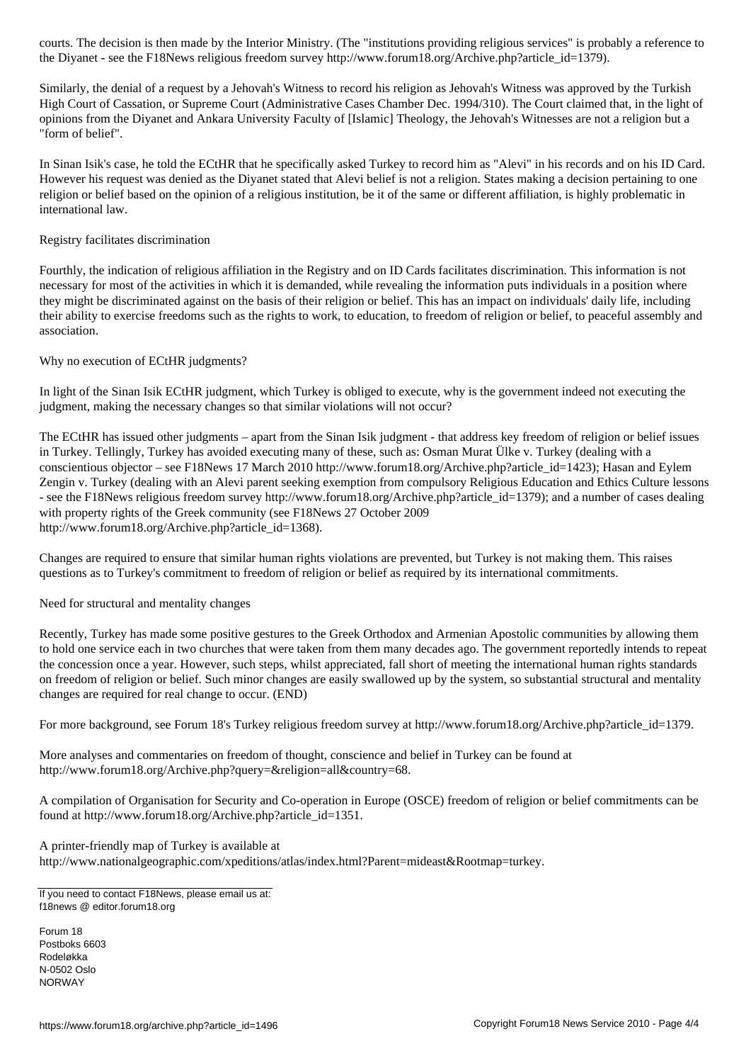courts. The decision is then made by the Interior Ministry. (The "institutions providing religious services" is probably a reference to the Diyanet - see the F18News religious freedom survey http://www.forum18.org/Archive.php?article_id=1379).

Similarly, the denial of a request by a Jehovah's Witness to record his religion as Jehovah's Witness was approved by the Turkish High Court of Cassation, or Supreme Court (Administrative Cases Chamber Dec. 1994/310). The Court claimed that, in the light of opinions from the Diyanet and Ankara University Faculty of [Islamic] Theology, the Jehovah's Witnesses are not a religion but a "form of belief".

In Sinan Isik's case, he told the ECtHR that he specifically asked Turkey to record him as "Alevi" in his records and on his ID Card. However his request was denied as the Diyanet stated that Alevi belief is not a religion. States making a decision pertaining to one religion or belief based on the opinion of a religious institution, be it of the same or different affiliation, is highly problematic in international law.

## Registry facilitates discrimination

Fourthly, the indication of religious affiliation in the Registry and on ID Cards facilitates discrimination. This information is not necessary for most of the activities in which it is demanded, while revealing the information puts individuals in a position where they might be discriminated against on the basis of their religion or belief. This has an impact on individuals' daily life, including their ability to exercise freedoms such as the rights to work, to education, to freedom of religion or belief, to peaceful assembly and association.

## Why no execution of ECtHR judgments?

In light of the Sinan Isik ECtHR judgment, which Turkey is obliged to execute, why is the government indeed not executing the judgment, making the necessary changes so that similar violations will not occur?

The ECtHR has issued other judgments – apart from the Sinan Isik judgment - that address key freedom of religion or belief issues in Turkey. Tellingly, Turkey has avoided executing many of these, such as: Osman Murat Ülke v. Turkey (dealing with a conscientious objector – see F18News 17 March 2010 http://www.forum18.org/Archive.php?article_id=1423); Hasan and Eylem Zengin v. Turkey (dealing with an Alevi parent seeking exemption from compulsory Religious Education and Ethics Culture lessons - see the F18News religious freedom survey http://www.forum18.org/Archive.php?article_id=1379); and a number of cases dealing with property rights of the Greek community (see F18News 27 October 2009 http://www.forum18.org/Archive.php?article_id=1368).

Changes are required to ensure that similar human rights violations are prevented, but Turkey is not making them. This raises questions as to Turkey's commitment to freedom of religion or belief as required by its international commitments.

## Need for structural and mentality changes

Recently, Turkey has made some positive gestures to the Greek Orthodox and Armenian Apostolic communities by allowing them to hold one service each in two churches that were taken from them many decades ago. The government reportedly intends to repeat the concession once a year. However, such steps, whilst appreciated, fall short of meeting the international human rights standards on freedom of religion or belief. Such minor changes are easily swallowed up by the system, so substantial structural and mentality changes are required for real change to occur. (END)

For more background, see Forum 18's Turkey religious freedom survey at http://www.forum18.org/Archive.php?article_id=1379.

More analyses and commentaries on freedom of thought, conscience and belief in Turkey can be found at http://www.forum18.org/Archive.php?query=&religion=all&country=68.

A compilation of Organisation for Security and Co-operation in Europe (OSCE) freedom of religion or belief commitments can be found at http://www.forum18.org/Archive.php?article_id=1351.

A printer-friendly map of Turkey is available at http://www.nationalgeographic.com/xpeditions/atlas/index.html?Parent=mideast&Rootmap=turkey.

If you need to contact F18News, please email us at:
f18news @ editor.forum18.org

Forum 18
Postboks 6603
Rodeløkka
N-0502 Oslo
NORWAY